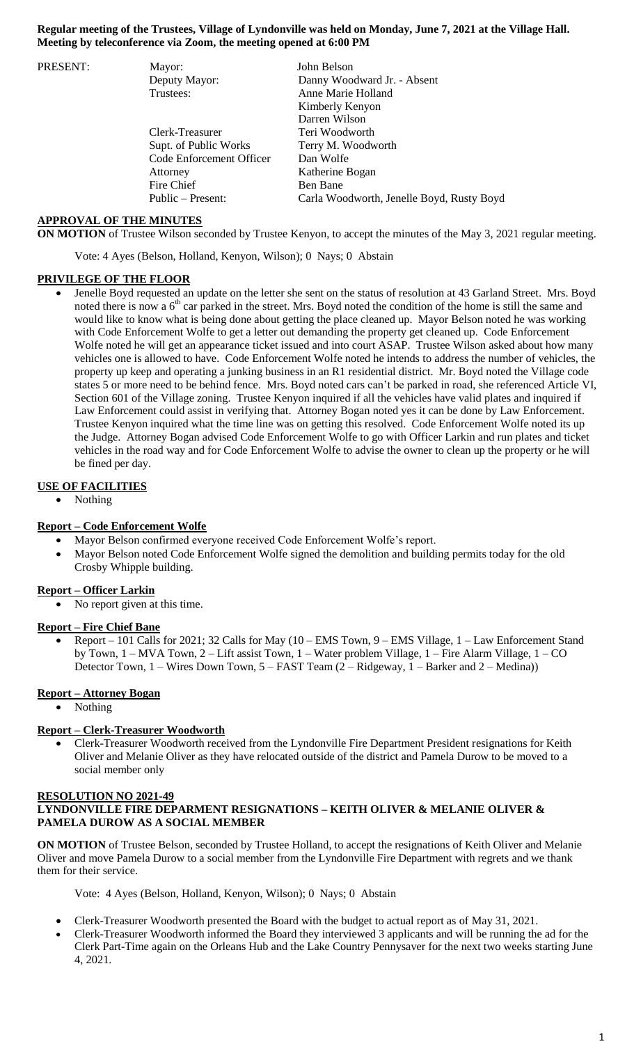**Regular meeting of the Trustees, Village of Lyndonville was held on Monday, June 7, 2021 at the Village Hall. Meeting by teleconference via Zoom, the meeting opened at 6:00 PM**

| PRESENT: | Mayor: | John Belson |
|---|---|---|
| | Deputy Mayor: | Danny Woodward Jr. - Absent |
| | Trustees: | Anne Marie Holland |
| | | Kimberly Kenyon |
| | | Darren Wilson |
| | Clerk-Treasurer | Teri Woodworth |
| | Supt. of Public Works | Terry M. Woodworth |
| | Code Enforcement Officer | Dan Wolfe |
| | Attorney | Katherine Bogan |
| | Fire Chief | Ben Bane |
| | Public – Present: | Carla Woodworth, Jenelle Boyd, Rusty Boyd |

**APPROVAL OF THE MINUTES**

**ON MOTION** of Trustee Wilson seconded by Trustee Kenyon, to accept the minutes of the May 3, 2021 regular meeting.

Vote: 4 Ayes (Belson, Holland, Kenyon, Wilson); 0 Nays; 0 Abstain

**PRIVILEGE OF THE FLOOR**

- Jenelle Boyd requested an update on the letter she sent on the status of resolution at 43 Garland Street. Mrs. Boyd noted there is now a 6th car parked in the street. Mrs. Boyd noted the condition of the home is still the same and would like to know what is being done about getting the place cleaned up. Mayor Belson noted he was working with Code Enforcement Wolfe to get a letter out demanding the property get cleaned up. Code Enforcement Wolfe noted he will get an appearance ticket issued and into court ASAP. Trustee Wilson asked about how many vehicles one is allowed to have. Code Enforcement Wolfe noted he intends to address the number of vehicles, the property up keep and operating a junking business in an R1 residential district. Mr. Boyd noted the Village code states 5 or more need to be behind fence. Mrs. Boyd noted cars can't be parked in road, she referenced Article VI, Section 601 of the Village zoning. Trustee Kenyon inquired if all the vehicles have valid plates and inquired if Law Enforcement could assist in verifying that. Attorney Bogan noted yes it can be done by Law Enforcement. Trustee Kenyon inquired what the time line was on getting this resolved. Code Enforcement Wolfe noted its up the Judge. Attorney Bogan advised Code Enforcement Wolfe to go with Officer Larkin and run plates and ticket vehicles in the road way and for Code Enforcement Wolfe to advise the owner to clean up the property or he will be fined per day.

**USE OF FACILITIES**

- Nothing

**Report – Code Enforcement Wolfe**

- Mayor Belson confirmed everyone received Code Enforcement Wolfe's report.
- Mayor Belson noted Code Enforcement Wolfe signed the demolition and building permits today for the old Crosby Whipple building.

**Report – Officer Larkin**

- No report given at this time.

**Report – Fire Chief Bane**

- Report – 101 Calls for 2021; 32 Calls for May (10 – EMS Town, 9 – EMS Village, 1 – Law Enforcement Stand by Town, 1 – MVA Town, 2 – Lift assist Town, 1 – Water problem Village, 1 – Fire Alarm Village, 1 – CO Detector Town, 1 – Wires Down Town, 5 – FAST Team (2 – Ridgeway, 1 – Barker and 2 – Medina))

**Report – Attorney Bogan**

- Nothing

**Report – Clerk-Treasurer Woodworth**

- Clerk-Treasurer Woodworth received from the Lyndonville Fire Department President resignations for Keith Oliver and Melanie Oliver as they have relocated outside of the district and Pamela Durow to be moved to a social member only

**RESOLUTION NO 2021-49**
**LYNDONVILLE FIRE DEPARMENT RESIGNATIONS – KEITH OLIVER & MELANIE OLIVER & PAMELA DUROW AS A SOCIAL MEMBER**

**ON MOTION** of Trustee Belson, seconded by Trustee Holland, to accept the resignations of Keith Oliver and Melanie Oliver and move Pamela Durow to a social member from the Lyndonville Fire Department with regrets and we thank them for their service.

Vote: 4 Ayes (Belson, Holland, Kenyon, Wilson); 0 Nays; 0 Abstain

- Clerk-Treasurer Woodworth presented the Board with the budget to actual report as of May 31, 2021.
- Clerk-Treasurer Woodworth informed the Board they interviewed 3 applicants and will be running the ad for the Clerk Part-Time again on the Orleans Hub and the Lake Country Pennysaver for the next two weeks starting June 4, 2021.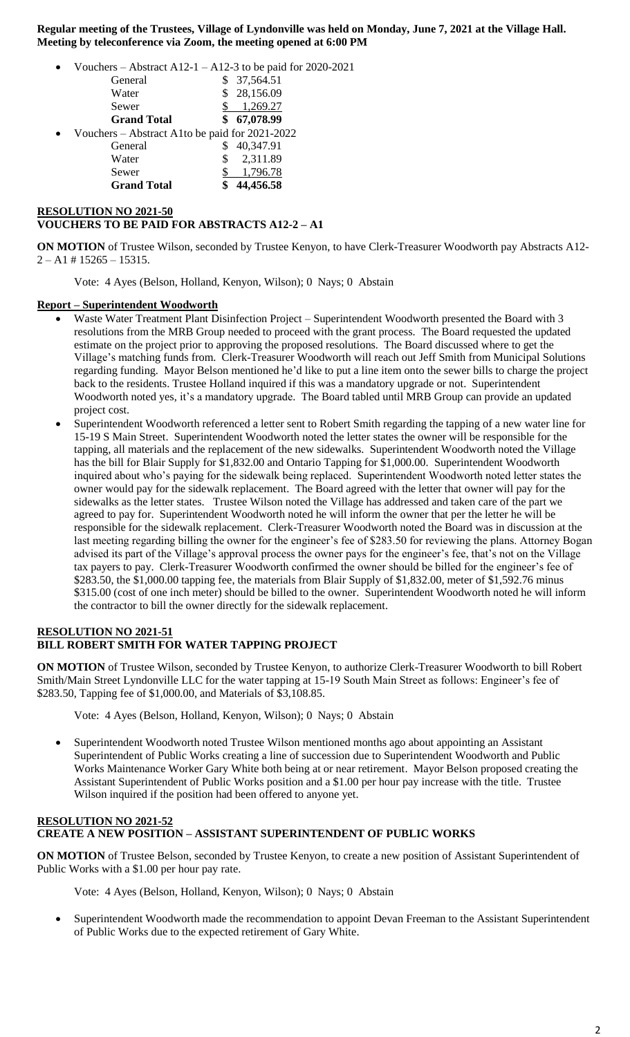**Regular meeting of the Trustees, Village of Lyndonville was held on Monday, June 7, 2021 at the Village Hall. Meeting by teleconference via Zoom, the meeting opened at 6:00 PM**

- Vouchers – Abstract A12-1 – A12-3 to be paid for 2020-2021

| | |
|---|---|
| General | $ 37,564.51 |
| Water | $ 28,156.09 |
| Sewer | $ 1,269.27 |
| **Grand Total** | **$ 67,078.99** |

- Vouchers – Abstract A1to be paid for 2021-2022

| | |
|---|---|
| General | $ 40,347.91 |
| Water | $ 2,311.89 |
| Sewer | $ 1,796.78 |
| **Grand Total** | **$ 44,456.58** |

**RESOLUTION NO 2021-50**
**VOUCHERS TO BE PAID FOR ABSTRACTS A12-2 – A1**

**ON MOTION** of Trustee Wilson, seconded by Trustee Kenyon, to have Clerk-Treasurer Woodworth pay Abstracts A12-2 – A1 # 15265 – 15315.

Vote: 4 Ayes (Belson, Holland, Kenyon, Wilson); 0 Nays; 0 Abstain

**Report – Superintendent Woodworth**

- Waste Water Treatment Plant Disinfection Project – Superintendent Woodworth presented the Board with 3 resolutions from the MRB Group needed to proceed with the grant process. The Board requested the updated estimate on the project prior to approving the proposed resolutions. The Board discussed where to get the Village's matching funds from. Clerk-Treasurer Woodworth will reach out Jeff Smith from Municipal Solutions regarding funding. Mayor Belson mentioned he'd like to put a line item onto the sewer bills to charge the project back to the residents. Trustee Holland inquired if this was a mandatory upgrade or not. Superintendent Woodworth noted yes, it's a mandatory upgrade. The Board tabled until MRB Group can provide an updated project cost.
- Superintendent Woodworth referenced a letter sent to Robert Smith regarding the tapping of a new water line for 15-19 S Main Street. Superintendent Woodworth noted the letter states the owner will be responsible for the tapping, all materials and the replacement of the new sidewalks. Superintendent Woodworth noted the Village has the bill for Blair Supply for $1,832.00 and Ontario Tapping for $1,000.00. Superintendent Woodworth inquired about who's paying for the sidewalk being replaced. Superintendent Woodworth noted letter states the owner would pay for the sidewalk replacement. The Board agreed with the letter that owner will pay for the sidewalks as the letter states. Trustee Wilson noted the Village has addressed and taken care of the part we agreed to pay for. Superintendent Woodworth noted he will inform the owner that per the letter he will be responsible for the sidewalk replacement. Clerk-Treasurer Woodworth noted the Board was in discussion at the last meeting regarding billing the owner for the engineer's fee of $283.50 for reviewing the plans. Attorney Bogan advised its part of the Village's approval process the owner pays for the engineer's fee, that's not on the Village tax payers to pay. Clerk-Treasurer Woodworth confirmed the owner should be billed for the engineer's fee of $283.50, the $1,000.00 tapping fee, the materials from Blair Supply of $1,832.00, meter of $1,592.76 minus $315.00 (cost of one inch meter) should be billed to the owner. Superintendent Woodworth noted he will inform the contractor to bill the owner directly for the sidewalk replacement.

**RESOLUTION NO 2021-51**
**BILL ROBERT SMITH FOR WATER TAPPING PROJECT**

**ON MOTION** of Trustee Wilson, seconded by Trustee Kenyon, to authorize Clerk-Treasurer Woodworth to bill Robert Smith/Main Street Lyndonville LLC for the water tapping at 15-19 South Main Street as follows: Engineer's fee of $283.50, Tapping fee of $1,000.00, and Materials of $3,108.85.

Vote: 4 Ayes (Belson, Holland, Kenyon, Wilson); 0 Nays; 0 Abstain

- Superintendent Woodworth noted Trustee Wilson mentioned months ago about appointing an Assistant Superintendent of Public Works creating a line of succession due to Superintendent Woodworth and Public Works Maintenance Worker Gary White both being at or near retirement. Mayor Belson proposed creating the Assistant Superintendent of Public Works position and a $1.00 per hour pay increase with the title. Trustee Wilson inquired if the position had been offered to anyone yet.

**RESOLUTION NO 2021-52**
**CREATE A NEW POSITION – ASSISTANT SUPERINTENDENT OF PUBLIC WORKS**

**ON MOTION** of Trustee Belson, seconded by Trustee Kenyon, to create a new position of Assistant Superintendent of Public Works with a $1.00 per hour pay rate.

Vote: 4 Ayes (Belson, Holland, Kenyon, Wilson); 0 Nays; 0 Abstain

- Superintendent Woodworth made the recommendation to appoint Devan Freeman to the Assistant Superintendent of Public Works due to the expected retirement of Gary White.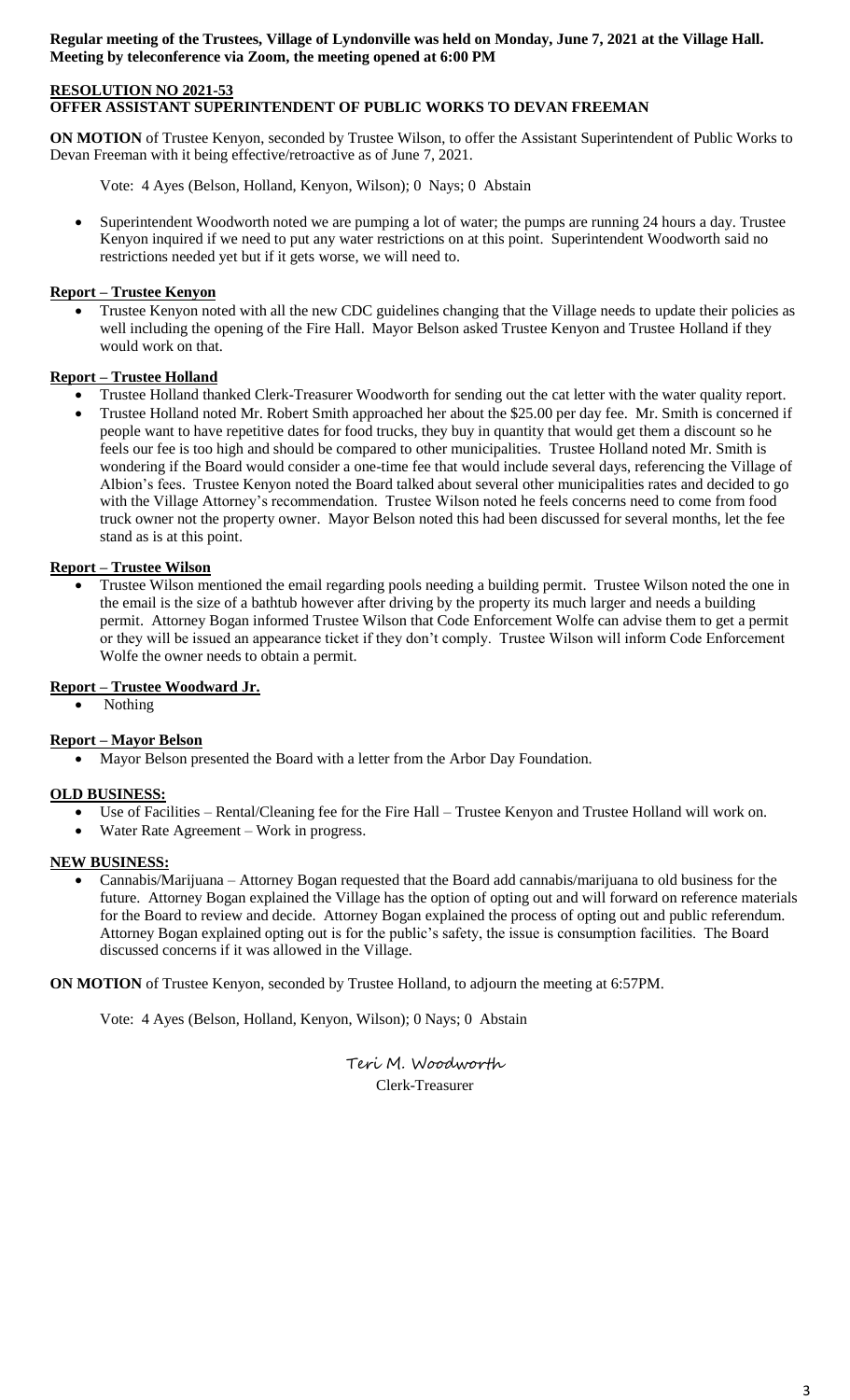**Regular meeting of the Trustees, Village of Lyndonville was held on Monday, June 7, 2021 at the Village Hall. Meeting by teleconference via Zoom, the meeting opened at 6:00 PM**

**RESOLUTION NO 2021-53**
**OFFER ASSISTANT SUPERINTENDENT OF PUBLIC WORKS TO DEVAN FREEMAN**

**ON MOTION** of Trustee Kenyon, seconded by Trustee Wilson, to offer the Assistant Superintendent of Public Works to Devan Freeman with it being effective/retroactive as of June 7, 2021.

Vote: 4 Ayes (Belson, Holland, Kenyon, Wilson); 0 Nays; 0 Abstain

- Superintendent Woodworth noted we are pumping a lot of water; the pumps are running 24 hours a day. Trustee Kenyon inquired if we need to put any water restrictions on at this point. Superintendent Woodworth said no restrictions needed yet but if it gets worse, we will need to.

**Report – Trustee Kenyon**

- Trustee Kenyon noted with all the new CDC guidelines changing that the Village needs to update their policies as well including the opening of the Fire Hall. Mayor Belson asked Trustee Kenyon and Trustee Holland if they would work on that.

**Report – Trustee Holland**

- Trustee Holland thanked Clerk-Treasurer Woodworth for sending out the cat letter with the water quality report.
- Trustee Holland noted Mr. Robert Smith approached her about the $25.00 per day fee. Mr. Smith is concerned if people want to have repetitive dates for food trucks, they buy in quantity that would get them a discount so he feels our fee is too high and should be compared to other municipalities. Trustee Holland noted Mr. Smith is wondering if the Board would consider a one-time fee that would include several days, referencing the Village of Albion's fees. Trustee Kenyon noted the Board talked about several other municipalities rates and decided to go with the Village Attorney's recommendation. Trustee Wilson noted he feels concerns need to come from food truck owner not the property owner. Mayor Belson noted this had been discussed for several months, let the fee stand as is at this point.

**Report – Trustee Wilson**

- Trustee Wilson mentioned the email regarding pools needing a building permit. Trustee Wilson noted the one in the email is the size of a bathtub however after driving by the property its much larger and needs a building permit. Attorney Bogan informed Trustee Wilson that Code Enforcement Wolfe can advise them to get a permit or they will be issued an appearance ticket if they don't comply. Trustee Wilson will inform Code Enforcement Wolfe the owner needs to obtain a permit.

**Report – Trustee Woodward Jr.**

- Nothing

**Report – Mayor Belson**

- Mayor Belson presented the Board with a letter from the Arbor Day Foundation.

**OLD BUSINESS:**

- Use of Facilities – Rental/Cleaning fee for the Fire Hall – Trustee Kenyon and Trustee Holland will work on.
- Water Rate Agreement – Work in progress.

**NEW BUSINESS:**

- Cannabis/Marijuana – Attorney Bogan requested that the Board add cannabis/marijuana to old business for the future. Attorney Bogan explained the Village has the option of opting out and will forward on reference materials for the Board to review and decide. Attorney Bogan explained the process of opting out and public referendum. Attorney Bogan explained opting out is for the public's safety, the issue is consumption facilities. The Board discussed concerns if it was allowed in the Village.

**ON MOTION** of Trustee Kenyon, seconded by Trustee Holland, to adjourn the meeting at 6:57PM.

Vote: 4 Ayes (Belson, Holland, Kenyon, Wilson); 0 Nays; 0 Abstain

Teri M. Woodworth
Clerk-Treasurer